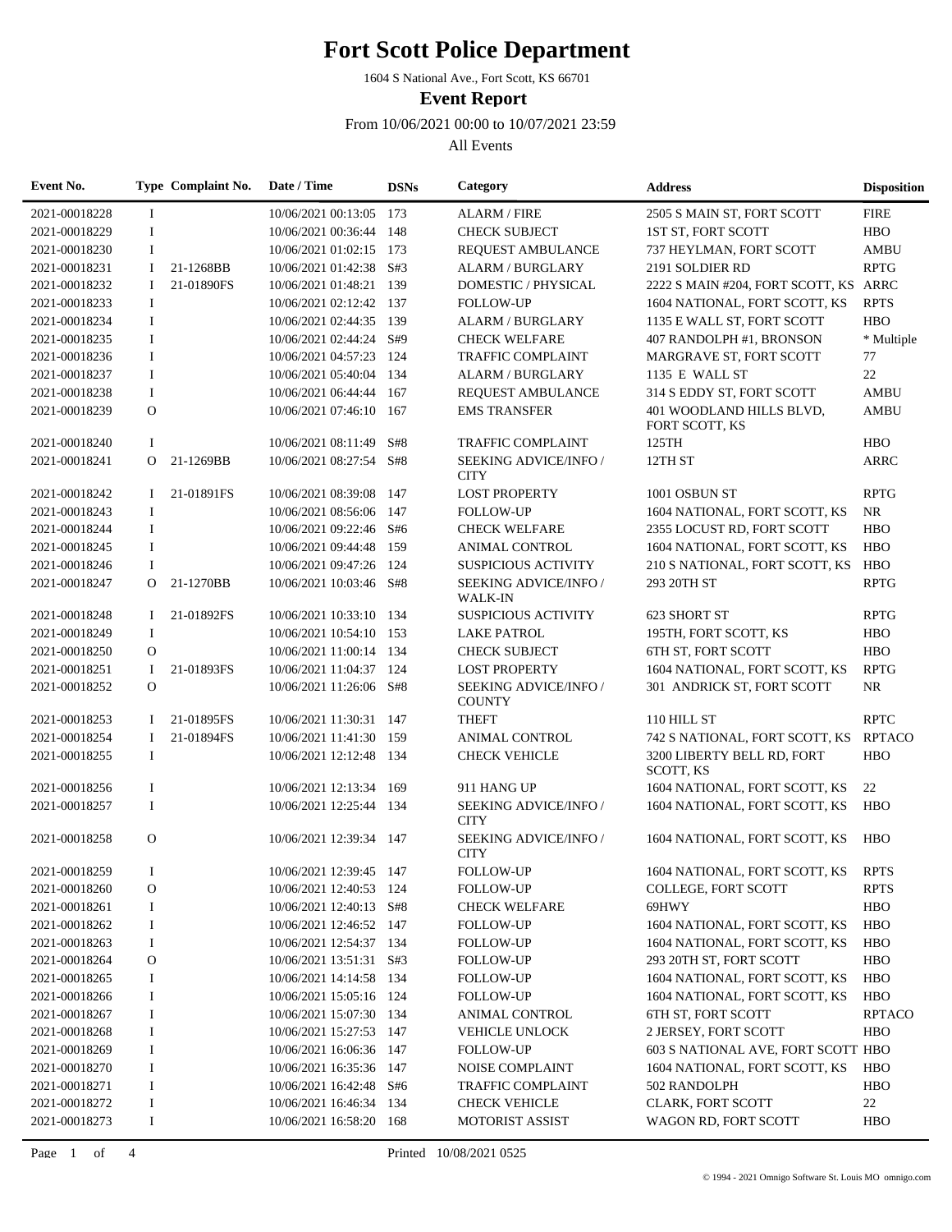# Fort Scott Police Department

1604 S National Ave., Fort Scott, KS 66701

## Event Report

From 10/06/2021 00:00 to 10/07/2021 23:59

All Events

| Event No. | Type | Complaint No. | Date / Time | DSNs | Category | Address | Disposition |
|---|---|---|---|---|---|---|---|
| 2021-00018228 | I | | 10/06/2021 00:13:05 | 173 | ALARM / FIRE | 2505 S MAIN ST, FORT SCOTT | FIRE |
| 2021-00018229 | I | | 10/06/2021 00:36:44 | 148 | CHECK SUBJECT | 1ST ST, FORT SCOTT | HBO |
| 2021-00018230 | I | | 10/06/2021 01:02:15 | 173 | REQUEST AMBULANCE | 737 HEYLMAN, FORT SCOTT | AMBU |
| 2021-00018231 | I | 21-1268BB | 10/06/2021 01:42:38 | S#3 | ALARM / BURGLARY | 2191 SOLDIER RD | RPTG |
| 2021-00018232 | I | 21-01890FS | 10/06/2021 01:48:21 | 139 | DOMESTIC / PHYSICAL | 2222 S MAIN #204, FORT SCOTT, KS | ARRC |
| 2021-00018233 | I | | 10/06/2021 02:12:42 | 137 | FOLLOW-UP | 1604 NATIONAL, FORT SCOTT, KS | RPTS |
| 2021-00018234 | I | | 10/06/2021 02:44:35 | 139 | ALARM / BURGLARY | 1135 E WALL ST, FORT SCOTT | HBO |
| 2021-00018235 | I | | 10/06/2021 02:44:24 | S#9 | CHECK WELFARE | 407 RANDOLPH #1, BRONSON | * Multiple |
| 2021-00018236 | I | | 10/06/2021 04:57:23 | 124 | TRAFFIC COMPLAINT | MARGRAVE ST, FORT SCOTT | 77 |
| 2021-00018237 | I | | 10/06/2021 05:40:04 | 134 | ALARM / BURGLARY | 1135 E WALL ST | 22 |
| 2021-00018238 | I | | 10/06/2021 06:44:44 | 167 | REQUEST AMBULANCE | 314 S EDDY ST, FORT SCOTT | AMBU |
| 2021-00018239 | O | | 10/06/2021 07:46:10 | 167 | EMS TRANSFER | 401 WOODLAND HILLS BLVD, FORT SCOTT, KS | AMBU |
| 2021-00018240 | I | | 10/06/2021 08:11:49 | S#8 | TRAFFIC COMPLAINT | 125TH | HBO |
| 2021-00018241 | O | 21-1269BB | 10/06/2021 08:27:54 | S#8 | SEEKING ADVICE/INFO / CITY | 12TH ST | ARRC |
| 2021-00018242 | I | 21-01891FS | 10/06/2021 08:39:08 | 147 | LOST PROPERTY | 1001 OSBUN ST | RPTG |
| 2021-00018243 | I | | 10/06/2021 08:56:06 | 147 | FOLLOW-UP | 1604 NATIONAL, FORT SCOTT, KS | NR |
| 2021-00018244 | I | | 10/06/2021 09:22:46 | S#6 | CHECK WELFARE | 2355 LOCUST RD, FORT SCOTT | HBO |
| 2021-00018245 | I | | 10/06/2021 09:44:48 | 159 | ANIMAL CONTROL | 1604 NATIONAL, FORT SCOTT, KS | HBO |
| 2021-00018246 | I | | 10/06/2021 09:47:26 | 124 | SUSPICIOUS ACTIVITY | 210 S NATIONAL, FORT SCOTT, KS | HBO |
| 2021-00018247 | O | 21-1270BB | 10/06/2021 10:03:46 | S#8 | SEEKING ADVICE/INFO / WALK-IN | 293 20TH ST | RPTG |
| 2021-00018248 | I | 21-01892FS | 10/06/2021 10:33:10 | 134 | SUSPICIOUS ACTIVITY | 623 SHORT ST | RPTG |
| 2021-00018249 | I | | 10/06/2021 10:54:10 | 153 | LAKE PATROL | 195TH, FORT SCOTT, KS | HBO |
| 2021-00018250 | O | | 10/06/2021 11:00:14 | 134 | CHECK SUBJECT | 6TH ST, FORT SCOTT | HBO |
| 2021-00018251 | I | 21-01893FS | 10/06/2021 11:04:37 | 124 | LOST PROPERTY | 1604 NATIONAL, FORT SCOTT, KS | RPTG |
| 2021-00018252 | O | | 10/06/2021 11:26:06 | S#8 | SEEKING ADVICE/INFO / COUNTY | 301 ANDRICK ST, FORT SCOTT | NR |
| 2021-00018253 | I | 21-01895FS | 10/06/2021 11:30:31 | 147 | THEFT | 110 HILL ST | RPTC |
| 2021-00018254 | I | 21-01894FS | 10/06/2021 11:41:30 | 159 | ANIMAL CONTROL | 742 S NATIONAL, FORT SCOTT, KS | RPTACO |
| 2021-00018255 | I | | 10/06/2021 12:12:48 | 134 | CHECK VEHICLE | 3200 LIBERTY BELL RD, FORT SCOTT, KS | HBO |
| 2021-00018256 | I | | 10/06/2021 12:13:34 | 169 | 911 HANG UP | 1604 NATIONAL, FORT SCOTT, KS | 22 |
| 2021-00018257 | I | | 10/06/2021 12:25:44 | 134 | SEEKING ADVICE/INFO / CITY | 1604 NATIONAL, FORT SCOTT, KS | HBO |
| 2021-00018258 | O | | 10/06/2021 12:39:34 | 147 | SEEKING ADVICE/INFO / CITY | 1604 NATIONAL, FORT SCOTT, KS | HBO |
| 2021-00018259 | I | | 10/06/2021 12:39:45 | 147 | FOLLOW-UP | 1604 NATIONAL, FORT SCOTT, KS | RPTS |
| 2021-00018260 | O | | 10/06/2021 12:40:53 | 124 | FOLLOW-UP | COLLEGE, FORT SCOTT | RPTS |
| 2021-00018261 | I | | 10/06/2021 12:40:13 | S#8 | CHECK WELFARE | 69HWY | HBO |
| 2021-00018262 | I | | 10/06/2021 12:46:52 | 147 | FOLLOW-UP | 1604 NATIONAL, FORT SCOTT, KS | HBO |
| 2021-00018263 | I | | 10/06/2021 12:54:37 | 134 | FOLLOW-UP | 1604 NATIONAL, FORT SCOTT, KS | HBO |
| 2021-00018264 | O | | 10/06/2021 13:51:31 | S#3 | FOLLOW-UP | 293 20TH ST, FORT SCOTT | HBO |
| 2021-00018265 | I | | 10/06/2021 14:14:58 | 134 | FOLLOW-UP | 1604 NATIONAL, FORT SCOTT, KS | HBO |
| 2021-00018266 | I | | 10/06/2021 15:05:16 | 124 | FOLLOW-UP | 1604 NATIONAL, FORT SCOTT, KS | HBO |
| 2021-00018267 | I | | 10/06/2021 15:07:30 | 134 | ANIMAL CONTROL | 6TH ST, FORT SCOTT | RPTACO |
| 2021-00018268 | I | | 10/06/2021 15:27:53 | 147 | VEHICLE UNLOCK | 2 JERSEY, FORT SCOTT | HBO |
| 2021-00018269 | I | | 10/06/2021 16:06:36 | 147 | FOLLOW-UP | 603 S NATIONAL AVE, FORT SCOTT | HBO |
| 2021-00018270 | I | | 10/06/2021 16:35:36 | 147 | NOISE COMPLAINT | 1604 NATIONAL, FORT SCOTT, KS | HBO |
| 2021-00018271 | I | | 10/06/2021 16:42:48 | S#6 | TRAFFIC COMPLAINT | 502 RANDOLPH | HBO |
| 2021-00018272 | I | | 10/06/2021 16:46:34 | 134 | CHECK VEHICLE | CLARK, FORT SCOTT | 22 |
| 2021-00018273 | I | | 10/06/2021 16:58:20 | 168 | MOTORIST ASSIST | WAGON RD, FORT SCOTT | HBO |

Printed 10/08/2021 0525

© 1994 - 2021 Omnigo Software St. Louis MO omnigo.com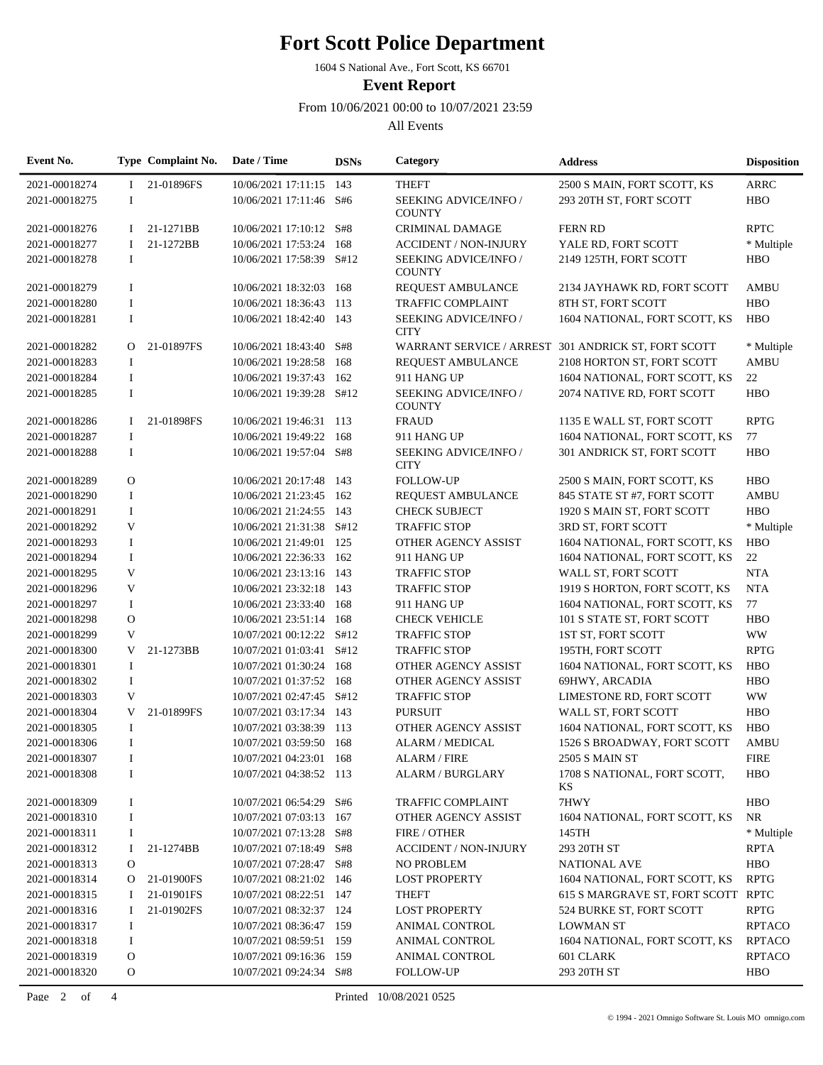# Fort Scott Police Department

1604 S National Ave., Fort Scott, KS 66701

## Event Report

From 10/06/2021 00:00 to 10/07/2021 23:59

All Events

| Event No. | Type | Complaint No. | Date / Time | DSNs | Category | Address | Disposition |
|---|---|---|---|---|---|---|---|
| 2021-00018274 | I | 21-01896FS | 10/06/2021 17:11:15 | 143 | THEFT | 2500 S MAIN, FORT SCOTT, KS | ARRC |
| 2021-00018275 | I | | 10/06/2021 17:11:46 | S#6 | SEEKING ADVICE/INFO / COUNTY | 293 20TH ST, FORT SCOTT | HBO |
| 2021-00018276 | I | 21-1271BB | 10/06/2021 17:10:12 | S#8 | CRIMINAL DAMAGE | FERN RD | RPTC |
| 2021-00018277 | I | 21-1272BB | 10/06/2021 17:53:24 | 168 | ACCIDENT / NON-INJURY | YALE RD, FORT SCOTT | * Multiple |
| 2021-00018278 | I | | 10/06/2021 17:58:39 | S#12 | SEEKING ADVICE/INFO / COUNTY | 2149 125TH, FORT SCOTT | HBO |
| 2021-00018279 | I | | 10/06/2021 18:32:03 | 168 | REQUEST AMBULANCE | 2134 JAYHAWK RD, FORT SCOTT | AMBU |
| 2021-00018280 | I | | 10/06/2021 18:36:43 | 113 | TRAFFIC COMPLAINT | 8TH ST, FORT SCOTT | HBO |
| 2021-00018281 | I | | 10/06/2021 18:42:40 | 143 | SEEKING ADVICE/INFO / CITY | 1604 NATIONAL, FORT SCOTT, KS | HBO |
| 2021-00018282 | O | 21-01897FS | 10/06/2021 18:43:40 | S#8 | WARRANT SERVICE / ARREST | 301 ANDRICK ST, FORT SCOTT | * Multiple |
| 2021-00018283 | I | | 10/06/2021 19:28:58 | 168 | REQUEST AMBULANCE | 2108 HORTON ST, FORT SCOTT | AMBU |
| 2021-00018284 | I | | 10/06/2021 19:37:43 | 162 | 911 HANG UP | 1604 NATIONAL, FORT SCOTT, KS | 22 |
| 2021-00018285 | I | | 10/06/2021 19:39:28 | S#12 | SEEKING ADVICE/INFO / COUNTY | 2074 NATIVE RD, FORT SCOTT | HBO |
| 2021-00018286 | I | 21-01898FS | 10/06/2021 19:46:31 | 113 | FRAUD | 1135 E WALL ST, FORT SCOTT | RPTG |
| 2021-00018287 | I | | 10/06/2021 19:49:22 | 168 | 911 HANG UP | 1604 NATIONAL, FORT SCOTT, KS | 77 |
| 2021-00018288 | I | | 10/06/2021 19:57:04 | S#8 | SEEKING ADVICE/INFO / CITY | 301 ANDRICK ST, FORT SCOTT | HBO |
| 2021-00018289 | O | | 10/06/2021 20:17:48 | 143 | FOLLOW-UP | 2500 S MAIN, FORT SCOTT, KS | HBO |
| 2021-00018290 | I | | 10/06/2021 21:23:45 | 162 | REQUEST AMBULANCE | 845 STATE ST #7, FORT SCOTT | AMBU |
| 2021-00018291 | I | | 10/06/2021 21:24:55 | 143 | CHECK SUBJECT | 1920 S MAIN ST, FORT SCOTT | HBO |
| 2021-00018292 | V | | 10/06/2021 21:31:38 | S#12 | TRAFFIC STOP | 3RD ST, FORT SCOTT | * Multiple |
| 2021-00018293 | I | | 10/06/2021 21:49:01 | 125 | OTHER AGENCY ASSIST | 1604 NATIONAL, FORT SCOTT, KS | HBO |
| 2021-00018294 | I | | 10/06/2021 22:36:33 | 162 | 911 HANG UP | 1604 NATIONAL, FORT SCOTT, KS | 22 |
| 2021-00018295 | V | | 10/06/2021 23:13:16 | 143 | TRAFFIC STOP | WALL ST, FORT SCOTT | NTA |
| 2021-00018296 | V | | 10/06/2021 23:32:18 | 143 | TRAFFIC STOP | 1919 S HORTON, FORT SCOTT, KS | NTA |
| 2021-00018297 | I | | 10/06/2021 23:33:40 | 168 | 911 HANG UP | 1604 NATIONAL, FORT SCOTT, KS | 77 |
| 2021-00018298 | O | | 10/06/2021 23:51:14 | 168 | CHECK VEHICLE | 101 S STATE ST, FORT SCOTT | HBO |
| 2021-00018299 | V | | 10/07/2021 00:12:22 | S#12 | TRAFFIC STOP | 1ST ST, FORT SCOTT | WW |
| 2021-00018300 | V | 21-1273BB | 10/07/2021 01:03:41 | S#12 | TRAFFIC STOP | 195TH, FORT SCOTT | RPTG |
| 2021-00018301 | I | | 10/07/2021 01:30:24 | 168 | OTHER AGENCY ASSIST | 1604 NATIONAL, FORT SCOTT, KS | HBO |
| 2021-00018302 | I | | 10/07/2021 01:37:52 | 168 | OTHER AGENCY ASSIST | 69HWY, ARCADIA | HBO |
| 2021-00018303 | V | | 10/07/2021 02:47:45 | S#12 | TRAFFIC STOP | LIMESTONE RD, FORT SCOTT | WW |
| 2021-00018304 | V | 21-01899FS | 10/07/2021 03:17:34 | 143 | PURSUIT | WALL ST, FORT SCOTT | HBO |
| 2021-00018305 | I | | 10/07/2021 03:38:39 | 113 | OTHER AGENCY ASSIST | 1604 NATIONAL, FORT SCOTT, KS | HBO |
| 2021-00018306 | I | | 10/07/2021 03:59:50 | 168 | ALARM / MEDICAL | 1526 S BROADWAY, FORT SCOTT | AMBU |
| 2021-00018307 | I | | 10/07/2021 04:23:01 | 168 | ALARM / FIRE | 2505 S MAIN ST | FIRE |
| 2021-00018308 | I | | 10/07/2021 04:38:52 | 113 | ALARM / BURGLARY | 1708 S NATIONAL, FORT SCOTT, KS | HBO |
| 2021-00018309 | I | | 10/07/2021 06:54:29 | S#6 | TRAFFIC COMPLAINT | 7HWY | HBO |
| 2021-00018310 | I | | 10/07/2021 07:03:13 | 167 | OTHER AGENCY ASSIST | 1604 NATIONAL, FORT SCOTT, KS | NR |
| 2021-00018311 | I | | 10/07/2021 07:13:28 | S#8 | FIRE / OTHER | 145TH | * Multiple |
| 2021-00018312 | I | 21-1274BB | 10/07/2021 07:18:49 | S#8 | ACCIDENT / NON-INJURY | 293 20TH ST | RPTA |
| 2021-00018313 | O | | 10/07/2021 07:28:47 | S#8 | NO PROBLEM | NATIONAL AVE | HBO |
| 2021-00018314 | O | 21-01900FS | 10/07/2021 08:21:02 | 146 | LOST PROPERTY | 1604 NATIONAL, FORT SCOTT, KS | RPTG |
| 2021-00018315 | I | 21-01901FS | 10/07/2021 08:22:51 | 147 | THEFT | 615 S MARGRAVE ST, FORT SCOTT | RPTC |
| 2021-00018316 | I | 21-01902FS | 10/07/2021 08:32:37 | 124 | LOST PROPERTY | 524 BURKE ST, FORT SCOTT | RPTG |
| 2021-00018317 | I | | 10/07/2021 08:36:47 | 159 | ANIMAL CONTROL | LOWMAN ST | RPTACO |
| 2021-00018318 | I | | 10/07/2021 08:59:51 | 159 | ANIMAL CONTROL | 1604 NATIONAL, FORT SCOTT, KS | RPTACO |
| 2021-00018319 | O | | 10/07/2021 09:16:36 | 159 | ANIMAL CONTROL | 601 CLARK | RPTACO |
| 2021-00018320 | O | | 10/07/2021 09:24:34 | S#8 | FOLLOW-UP | 293 20TH ST | HBO |

Printed 10/08/2021 0525

© 1994 - 2021 Omnigo Software St. Louis MO omnigo.com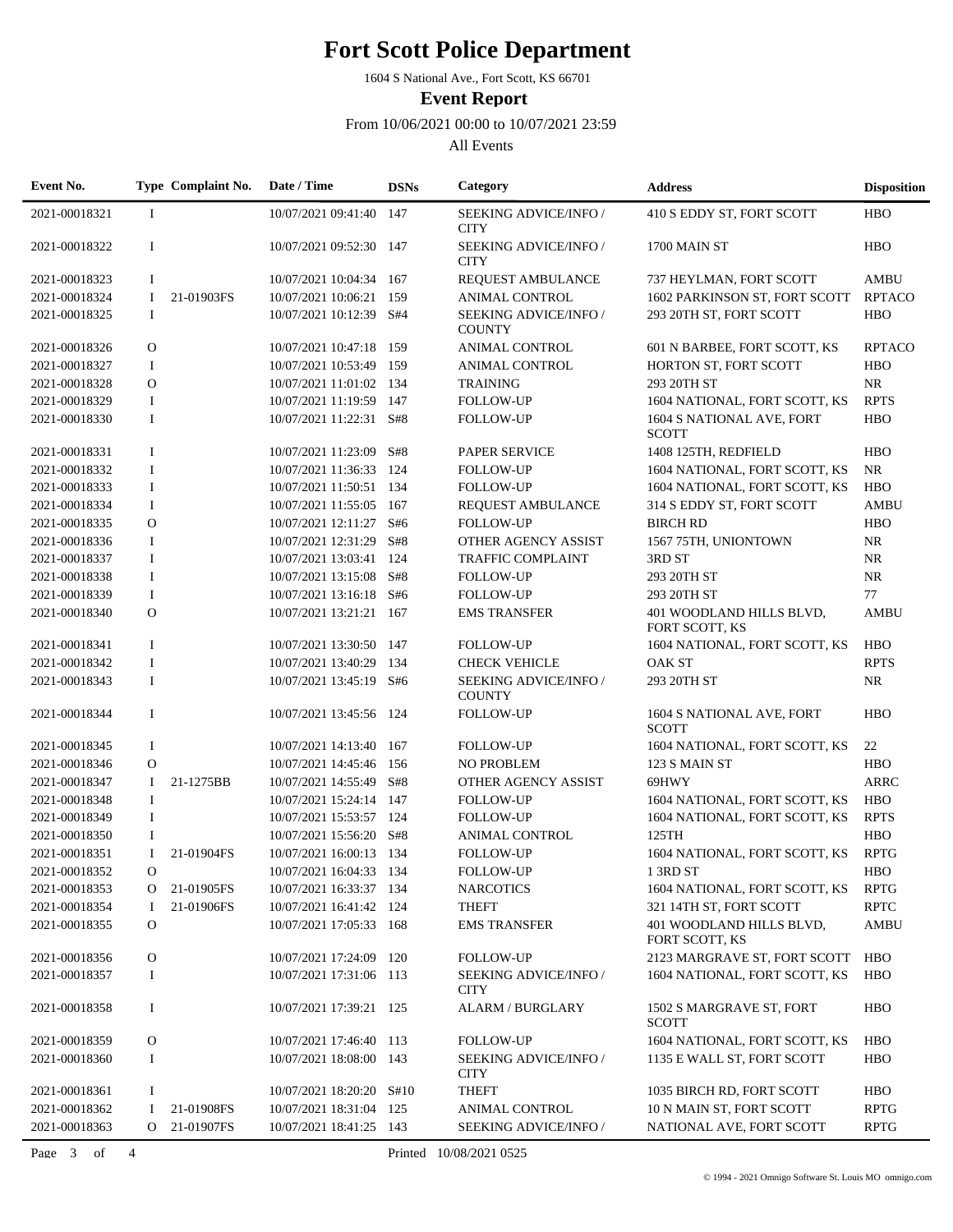# Fort Scott Police Department

1604 S National Ave., Fort Scott, KS 66701

## Event Report

From 10/06/2021 00:00 to 10/07/2021 23:59

All Events

| Event No. | Type | Complaint No. | Date / Time | DSNs | Category | Address | Disposition |
|---|---|---|---|---|---|---|---|
| 2021-00018321 | I | | 10/07/2021 09:41:40 | 147 | SEEKING ADVICE/INFO / CITY | 410 S EDDY ST, FORT SCOTT | HBO |
| 2021-00018322 | I | | 10/07/2021 09:52:30 | 147 | SEEKING ADVICE/INFO / CITY | 1700 MAIN ST | HBO |
| 2021-00018323 | I | | 10/07/2021 10:04:34 | 167 | REQUEST AMBULANCE | 737 HEYLMAN, FORT SCOTT | AMBU |
| 2021-00018324 | I | 21-01903FS | 10/07/2021 10:06:21 | 159 | ANIMAL CONTROL | 1602 PARKINSON ST, FORT SCOTT | RPTACO |
| 2021-00018325 | I | | 10/07/2021 10:12:39 | S#4 | SEEKING ADVICE/INFO / COUNTY | 293 20TH ST, FORT SCOTT | HBO |
| 2021-00018326 | O | | 10/07/2021 10:47:18 | 159 | ANIMAL CONTROL | 601 N BARBEE, FORT SCOTT, KS | RPTACO |
| 2021-00018327 | I | | 10/07/2021 10:53:49 | 159 | ANIMAL CONTROL | HORTON ST, FORT SCOTT | HBO |
| 2021-00018328 | O | | 10/07/2021 11:01:02 | 134 | TRAINING | 293 20TH ST | NR |
| 2021-00018329 | I | | 10/07/2021 11:19:59 | 147 | FOLLOW-UP | 1604 NATIONAL, FORT SCOTT, KS | RPTS |
| 2021-00018330 | I | | 10/07/2021 11:22:31 | S#8 | FOLLOW-UP | 1604 S NATIONAL AVE, FORT SCOTT | HBO |
| 2021-00018331 | I | | 10/07/2021 11:23:09 | S#8 | PAPER SERVICE | 1408 125TH, REDFIELD | HBO |
| 2021-00018332 | I | | 10/07/2021 11:36:33 | 124 | FOLLOW-UP | 1604 NATIONAL, FORT SCOTT, KS | NR |
| 2021-00018333 | I | | 10/07/2021 11:50:51 | 134 | FOLLOW-UP | 1604 NATIONAL, FORT SCOTT, KS | HBO |
| 2021-00018334 | I | | 10/07/2021 11:55:05 | 167 | REQUEST AMBULANCE | 314 S EDDY ST, FORT SCOTT | AMBU |
| 2021-00018335 | O | | 10/07/2021 12:11:27 | S#6 | FOLLOW-UP | BIRCH RD | HBO |
| 2021-00018336 | I | | 10/07/2021 12:31:29 | S#8 | OTHER AGENCY ASSIST | 1567 75TH, UNIONTOWN | NR |
| 2021-00018337 | I | | 10/07/2021 13:03:41 | 124 | TRAFFIC COMPLAINT | 3RD ST | NR |
| 2021-00018338 | I | | 10/07/2021 13:15:08 | S#8 | FOLLOW-UP | 293 20TH ST | NR |
| 2021-00018339 | I | | 10/07/2021 13:16:18 | S#6 | FOLLOW-UP | 293 20TH ST | 77 |
| 2021-00018340 | O | | 10/07/2021 13:21:21 | 167 | EMS TRANSFER | 401 WOODLAND HILLS BLVD, FORT SCOTT, KS | AMBU |
| 2021-00018341 | I | | 10/07/2021 13:30:50 | 147 | FOLLOW-UP | 1604 NATIONAL, FORT SCOTT, KS | HBO |
| 2021-00018342 | I | | 10/07/2021 13:40:29 | 134 | CHECK VEHICLE | OAK ST | RPTS |
| 2021-00018343 | I | | 10/07/2021 13:45:19 | S#6 | SEEKING ADVICE/INFO / COUNTY | 293 20TH ST | NR |
| 2021-00018344 | I | | 10/07/2021 13:45:56 | 124 | FOLLOW-UP | 1604 S NATIONAL AVE, FORT SCOTT | HBO |
| 2021-00018345 | I | | 10/07/2021 14:13:40 | 167 | FOLLOW-UP | 1604 NATIONAL, FORT SCOTT, KS | 22 |
| 2021-00018346 | O | | 10/07/2021 14:45:46 | 156 | NO PROBLEM | 123 S MAIN ST | HBO |
| 2021-00018347 | I | 21-1275BB | 10/07/2021 14:55:49 | S#8 | OTHER AGENCY ASSIST | 69HWY | ARRC |
| 2021-00018348 | I | | 10/07/2021 15:24:14 | 147 | FOLLOW-UP | 1604 NATIONAL, FORT SCOTT, KS | HBO |
| 2021-00018349 | I | | 10/07/2021 15:53:57 | 124 | FOLLOW-UP | 1604 NATIONAL, FORT SCOTT, KS | RPTS |
| 2021-00018350 | I | | 10/07/2021 15:56:20 | S#8 | ANIMAL CONTROL | 125TH | HBO |
| 2021-00018351 | I | 21-01904FS | 10/07/2021 16:00:13 | 134 | FOLLOW-UP | 1604 NATIONAL, FORT SCOTT, KS | RPTG |
| 2021-00018352 | O | | 10/07/2021 16:04:33 | 134 | FOLLOW-UP | 1 3RD ST | HBO |
| 2021-00018353 | O | 21-01905FS | 10/07/2021 16:33:37 | 134 | NARCOTICS | 1604 NATIONAL, FORT SCOTT, KS | RPTG |
| 2021-00018354 | I | 21-01906FS | 10/07/2021 16:41:42 | 124 | THEFT | 321 14TH ST, FORT SCOTT | RPTC |
| 2021-00018355 | O | | 10/07/2021 17:05:33 | 168 | EMS TRANSFER | 401 WOODLAND HILLS BLVD, FORT SCOTT, KS | AMBU |
| 2021-00018356 | O | | 10/07/2021 17:24:09 | 120 | FOLLOW-UP | 2123 MARGRAVE ST, FORT SCOTT | HBO |
| 2021-00018357 | I | | 10/07/2021 17:31:06 | 113 | SEEKING ADVICE/INFO / CITY | 1604 NATIONAL, FORT SCOTT, KS | HBO |
| 2021-00018358 | I | | 10/07/2021 17:39:21 | 125 | ALARM / BURGLARY | 1502 S MARGRAVE ST, FORT SCOTT | HBO |
| 2021-00018359 | O | | 10/07/2021 17:46:40 | 113 | FOLLOW-UP | 1604 NATIONAL, FORT SCOTT, KS | HBO |
| 2021-00018360 | I | | 10/07/2021 18:08:00 | 143 | SEEKING ADVICE/INFO / CITY | 1135 E WALL ST, FORT SCOTT | HBO |
| 2021-00018361 | I | | 10/07/2021 18:20:20 | S#10 | THEFT | 1035 BIRCH RD, FORT SCOTT | HBO |
| 2021-00018362 | I | 21-01908FS | 10/07/2021 18:31:04 | 125 | ANIMAL CONTROL | 10 N MAIN ST, FORT SCOTT | RPTG |
| 2021-00018363 | O | 21-01907FS | 10/07/2021 18:41:25 | 143 | SEEKING ADVICE/INFO / | NATIONAL AVE, FORT SCOTT | RPTG |

Printed 10/08/2021 0525

© 1994 - 2021 Omnigo Software St. Louis MO omnigo.com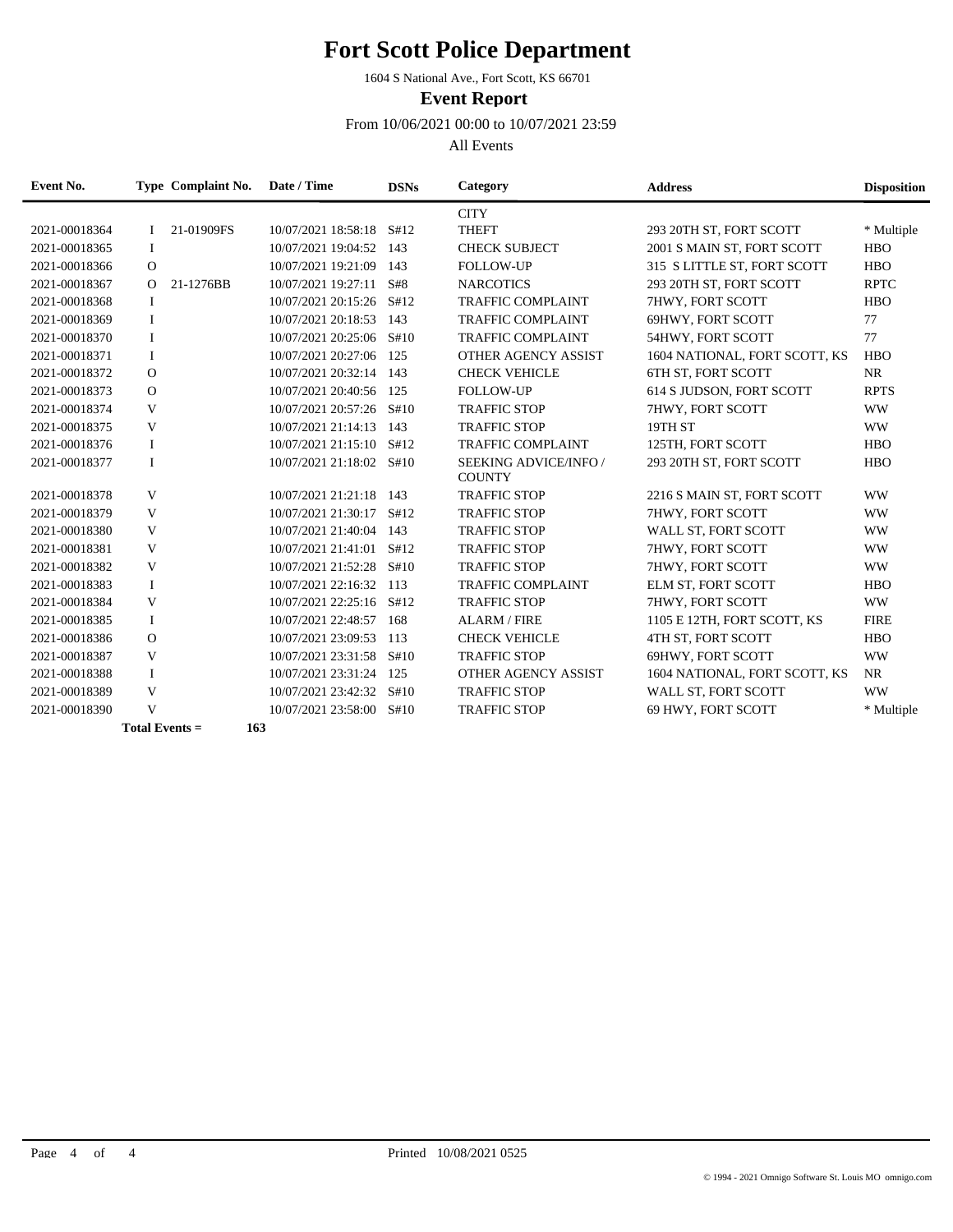# Fort Scott Police Department

1604 S National Ave., Fort Scott, KS 66701

## Event Report

From 10/06/2021 00:00 to 10/07/2021 23:59

All Events

| Event No. | Type | Complaint No. | Date / Time | DSNs | Category | Address | Disposition |
|---|---|---|---|---|---|---|---|
| 2021-00018364 | I | 21-01909FS | 10/07/2021 18:58:18 | S#12 | CITY THEFT | 293 20TH ST, FORT SCOTT | * Multiple |
| 2021-00018365 | I | | 10/07/2021 19:04:52 | 143 | CHECK SUBJECT | 2001 S MAIN ST, FORT SCOTT | HBO |
| 2021-00018366 | O | | 10/07/2021 19:21:09 | 143 | FOLLOW-UP | 315 S LITTLE ST, FORT SCOTT | HBO |
| 2021-00018367 | O | 21-1276BB | 10/07/2021 19:27:11 | S#8 | NARCOTICS | 293 20TH ST, FORT SCOTT | RPTC |
| 2021-00018368 | I | | 10/07/2021 20:15:26 | S#12 | TRAFFIC COMPLAINT | 7HWY, FORT SCOTT | HBO |
| 2021-00018369 | I | | 10/07/2021 20:18:53 | 143 | TRAFFIC COMPLAINT | 69HWY, FORT SCOTT | 77 |
| 2021-00018370 | I | | 10/07/2021 20:25:06 | S#10 | TRAFFIC COMPLAINT | 54HWY, FORT SCOTT | 77 |
| 2021-00018371 | I | | 10/07/2021 20:27:06 | 125 | OTHER AGENCY ASSIST | 1604 NATIONAL, FORT SCOTT, KS | HBO |
| 2021-00018372 | O | | 10/07/2021 20:32:14 | 143 | CHECK VEHICLE | 6TH ST, FORT SCOTT | NR |
| 2021-00018373 | O | | 10/07/2021 20:40:56 | 125 | FOLLOW-UP | 614 S JUDSON, FORT SCOTT | RPTS |
| 2021-00018374 | V | | 10/07/2021 20:57:26 | S#10 | TRAFFIC STOP | 7HWY, FORT SCOTT | WW |
| 2021-00018375 | V | | 10/07/2021 21:14:13 | 143 | TRAFFIC STOP | 19TH ST | WW |
| 2021-00018376 | I | | 10/07/2021 21:15:10 | S#12 | TRAFFIC COMPLAINT | 125TH, FORT SCOTT | HBO |
| 2021-00018377 | I | | 10/07/2021 21:18:02 | S#10 | SEEKING ADVICE/INFO / COUNTY | 293 20TH ST, FORT SCOTT | HBO |
| 2021-00018378 | V | | 10/07/2021 21:21:18 | 143 | TRAFFIC STOP | 2216 S MAIN ST, FORT SCOTT | WW |
| 2021-00018379 | V | | 10/07/2021 21:30:17 | S#12 | TRAFFIC STOP | 7HWY, FORT SCOTT | WW |
| 2021-00018380 | V | | 10/07/2021 21:40:04 | 143 | TRAFFIC STOP | WALL ST, FORT SCOTT | WW |
| 2021-00018381 | V | | 10/07/2021 21:41:01 | S#12 | TRAFFIC STOP | 7HWY, FORT SCOTT | WW |
| 2021-00018382 | V | | 10/07/2021 21:52:28 | S#10 | TRAFFIC STOP | 7HWY, FORT SCOTT | WW |
| 2021-00018383 | I | | 10/07/2021 22:16:32 | 113 | TRAFFIC COMPLAINT | ELM ST, FORT SCOTT | HBO |
| 2021-00018384 | V | | 10/07/2021 22:25:16 | S#12 | TRAFFIC STOP | 7HWY, FORT SCOTT | WW |
| 2021-00018385 | I | | 10/07/2021 22:48:57 | 168 | ALARM / FIRE | 1105 E 12TH, FORT SCOTT, KS | FIRE |
| 2021-00018386 | O | | 10/07/2021 23:09:53 | 113 | CHECK VEHICLE | 4TH ST, FORT SCOTT | HBO |
| 2021-00018387 | V | | 10/07/2021 23:31:58 | S#10 | TRAFFIC STOP | 69HWY, FORT SCOTT | WW |
| 2021-00018388 | I | | 10/07/2021 23:31:24 | 125 | OTHER AGENCY ASSIST | 1604 NATIONAL, FORT SCOTT, KS | NR |
| 2021-00018389 | V | | 10/07/2021 23:42:32 | S#10 | TRAFFIC STOP | WALL ST, FORT SCOTT | WW |
| 2021-00018390 | V | | 10/07/2021 23:58:00 | S#10 | TRAFFIC STOP | 69 HWY, FORT SCOTT | * Multiple |

**Total Events = 163**

Printed 10/08/2021 0525

© 1994 - 2021 Omnigo Software St. Louis MO omnigo.com